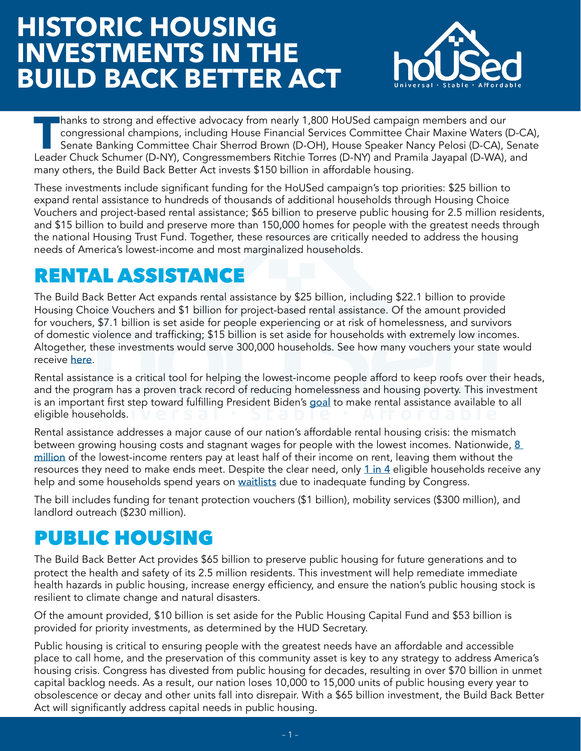# HISTORIC HOUSING INVESTMENTS IN THE BUILD BACK BETTER ACT

Thanks to strong and effective advocacy from nearly 1,800 HoUSed campaign members and our congressional champions, including House Financial Services Committee Chair Maxine Waters (D-CA), Senate Banking Committee Chair Sherrod Brown (D-OH), House Speaker Nancy Pelosi (D-CA), Senate Leader Chuck Schumer (D-NY), Congressmembers Ritchie Torres (D-NY) and Pramila Jayapal (D-WA), and many others, the Build Back Better Act invests $150 billion in affordable housing.

These investments include significant funding for the HoUSed campaign's top priorities: $25 billion to expand rental assistance to hundreds of thousands of additional households through Housing Choice Vouchers and project-based rental assistance; $65 billion to preserve public housing for 2.5 million residents, and $15 billion to build and preserve more than 150,000 homes for people with the greatest needs through the national Housing Trust Fund. Together, these resources are critically needed to address the housing needs of America's lowest-income and most marginalized households.

## RENTAL ASSISTANCE

The Build Back Better Act expands rental assistance by $25 billion, including $22.1 billion to provide Housing Choice Vouchers and $1 billion for project-based rental assistance. Of the amount provided for vouchers, $7.1 billion is set aside for people experiencing or at risk of homelessness, and survivors of domestic violence and trafficking; $15 billion is set aside for households with extremely low incomes. Altogether, these investments would serve 300,000 households. See how many vouchers your state would receive here.

Rental assistance is a critical tool for helping the lowest-income people afford to keep roofs over their heads, and the program has a proven track record of reducing homelessness and housing poverty. This investment is an important first step toward fulfilling President Biden's goal to make rental assistance available to all eligible households.

Rental assistance addresses a major cause of our nation's affordable rental housing crisis: the mismatch between growing housing costs and stagnant wages for people with the lowest incomes. Nationwide, 8 million of the lowest-income renters pay at least half of their income on rent, leaving them without the resources they need to make ends meet. Despite the clear need, only 1 in 4 eligible households receive any help and some households spend years on waitlists due to inadequate funding by Congress.

The bill includes funding for tenant protection vouchers ($1 billion), mobility services ($300 million), and landlord outreach ($230 million).

## PUBLIC HOUSING

The Build Back Better Act provides $65 billion to preserve public housing for future generations and to protect the health and safety of its 2.5 million residents. This investment will help remediate immediate health hazards in public housing, increase energy efficiency, and ensure the nation's public housing stock is resilient to climate change and natural disasters.

Of the amount provided, $10 billion is set aside for the Public Housing Capital Fund and $53 billion is provided for priority investments, as determined by the HUD Secretary.

Public housing is critical to ensuring people with the greatest needs have an affordable and accessible place to call home, and the preservation of this community asset is key to any strategy to address America's housing crisis. Congress has divested from public housing for decades, resulting in over $70 billion in unmet capital backlog needs. As a result, our nation loses 10,000 to 15,000 units of public housing every year to obsolescence or decay and other units fall into disrepair. With a $65 billion investment, the Build Back Better Act will significantly address capital needs in public housing.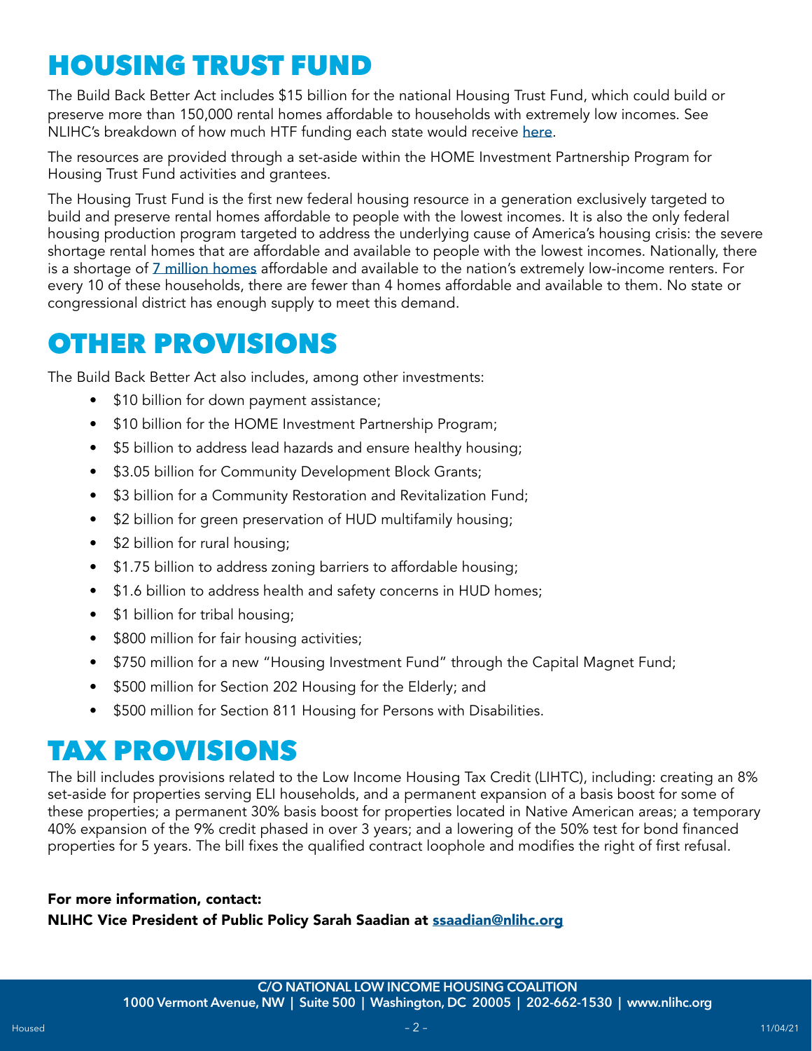# HOUSING TRUST FUND

The Build Back Better Act includes $15 billion for the national Housing Trust Fund, which could build or preserve more than 150,000 rental homes affordable to households with extremely low incomes. See NLIHC's breakdown of how much HTF funding each state would receive here.

The resources are provided through a set-aside within the HOME Investment Partnership Program for Housing Trust Fund activities and grantees.

The Housing Trust Fund is the first new federal housing resource in a generation exclusively targeted to build and preserve rental homes affordable to people with the lowest incomes. It is also the only federal housing production program targeted to address the underlying cause of America's housing crisis: the severe shortage rental homes that are affordable and available to people with the lowest incomes. Nationally, there is a shortage of 7 million homes affordable and available to the nation's extremely low-income renters. For every 10 of these households, there are fewer than 4 homes affordable and available to them. No state or congressional district has enough supply to meet this demand.

# OTHER PROVISIONS

The Build Back Better Act also includes, among other investments:

- $10 billion for down payment assistance;
- $10 billion for the HOME Investment Partnership Program;
- $5 billion to address lead hazards and ensure healthy housing;
- $3.05 billion for Community Development Block Grants;
- $3 billion for a Community Restoration and Revitalization Fund;
- $2 billion for green preservation of HUD multifamily housing;
- $2 billion for rural housing;
- $1.75 billion to address zoning barriers to affordable housing;
- $1.6 billion to address health and safety concerns in HUD homes;
- $1 billion for tribal housing;
- $800 million for fair housing activities;
- $750 million for a new "Housing Investment Fund" through the Capital Magnet Fund;
- $500 million for Section 202 Housing for the Elderly; and
- $500 million for Section 811 Housing for Persons with Disabilities.

# TAX PROVISIONS

The bill includes provisions related to the Low Income Housing Tax Credit (LIHTC), including: creating an 8% set-aside for properties serving ELI households, and a permanent expansion of a basis boost for some of these properties; a permanent 30% basis boost for properties located in Native American areas; a temporary 40% expansion of the 9% credit phased in over 3 years; and a lowering of the 50% test for bond financed properties for 5 years. The bill fixes the qualified contract loophole and modifies the right of first refusal.

**For more information, contact:**
**NLIHC Vice President of Public Policy Sarah Saadian at ssaadian@nlihc.org**

C/O NATIONAL LOW INCOME HOUSING COALITION
1000 Vermont Avenue, NW | Suite 500 | Washington, DC 20005 | 202-662-1530 | www.nlihc.org